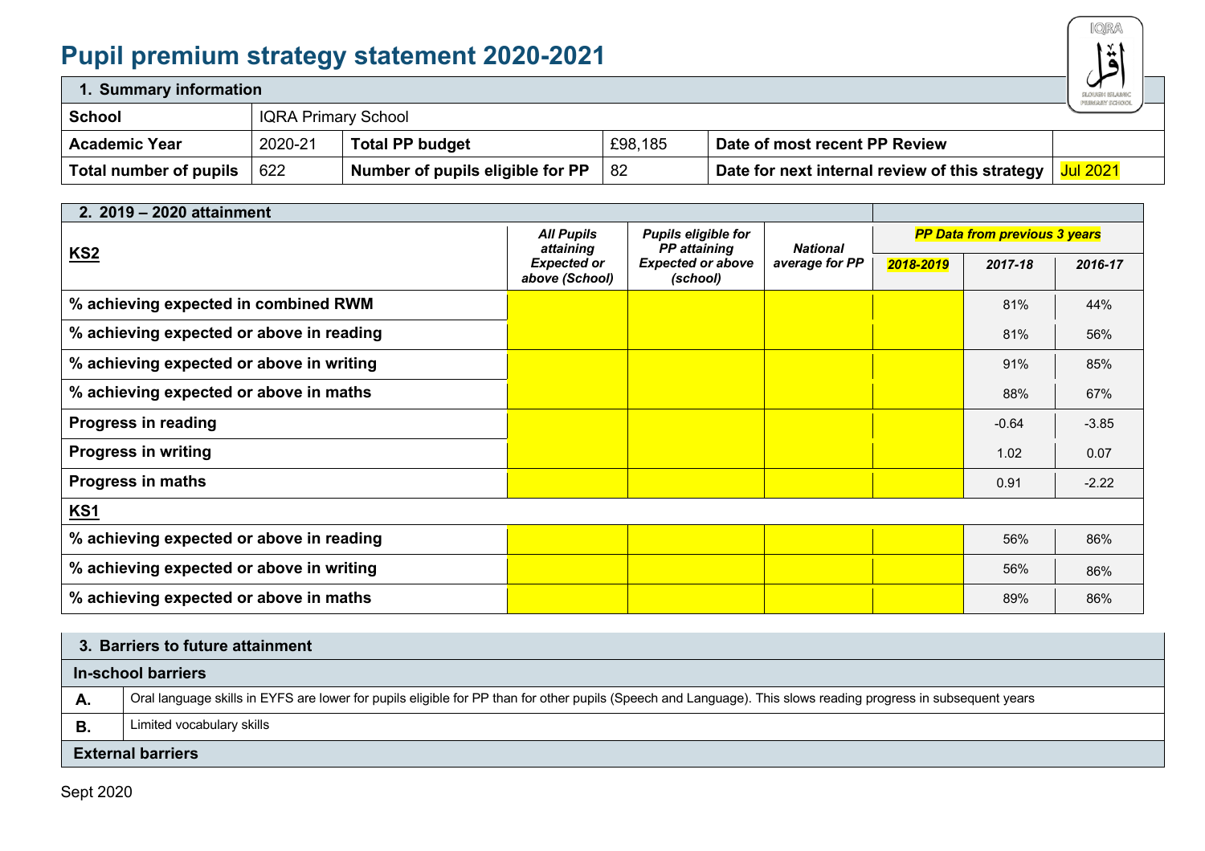# Pupil premium strategy statement 2020-2021

| 1. Summary information | | | | | |
|---|---|---|---|---|---|
| **School** | IQRA Primary School | | | | |
| **Academic Year** | 2020-21 | **Total PP budget** | £98,185 | **Date of most recent PP Review** | |
| **Total number of pupils** | 622 | **Number of pupils eligible for PP** | 82 | **Date for next internal review of this strategy** | Jul 2021 |

| **2. 2019 – 2020 attainment** | | | | | | |
|---|---|---|---|---|---|---|
| | | | | ***PP Data from previous 3 years*** | | |
| **KS2** | ***All Pupils attaining Expected or above (School)*** | ***Pupils eligible for PP attaining Expected or above (school)*** | ***National average for PP*** | ***2018-2019*** | ***2017-18*** | ***2016-17*** |
| **% achieving expected in combined RWM** | | | | | 81% | 44% |
| **% achieving expected or above in reading** | | | | | 81% | 56% |
| **% achieving expected or above in writing** | | | | | 91% | 85% |
| **% achieving expected or above in maths** | | | | | 88% | 67% |
| **Progress in reading** | | | | | -0.64 | -3.85 |
| **Progress in writing** | | | | | 1.02 | 0.07 |
| **Progress in maths** | | | | | 0.91 | -2.22 |
| **KS1** | | | | | | |
| **% achieving expected or above in reading** | | | | | 56% | 86% |
| **% achieving expected or above in writing** | | | | | 56% | 86% |
| **% achieving expected or above in maths** | | | | | 89% | 86% |

| **3. Barriers to future attainment** | |
|---|---|
| **In-school barriers** | |
| **A.** | Oral language skills in EYFS are lower for pupils eligible for PP than for other pupils (Speech and Language). This slows reading progress in subsequent years |
| **B.** | Limited vocabulary skills |
| **External barriers** | |

Sept 2020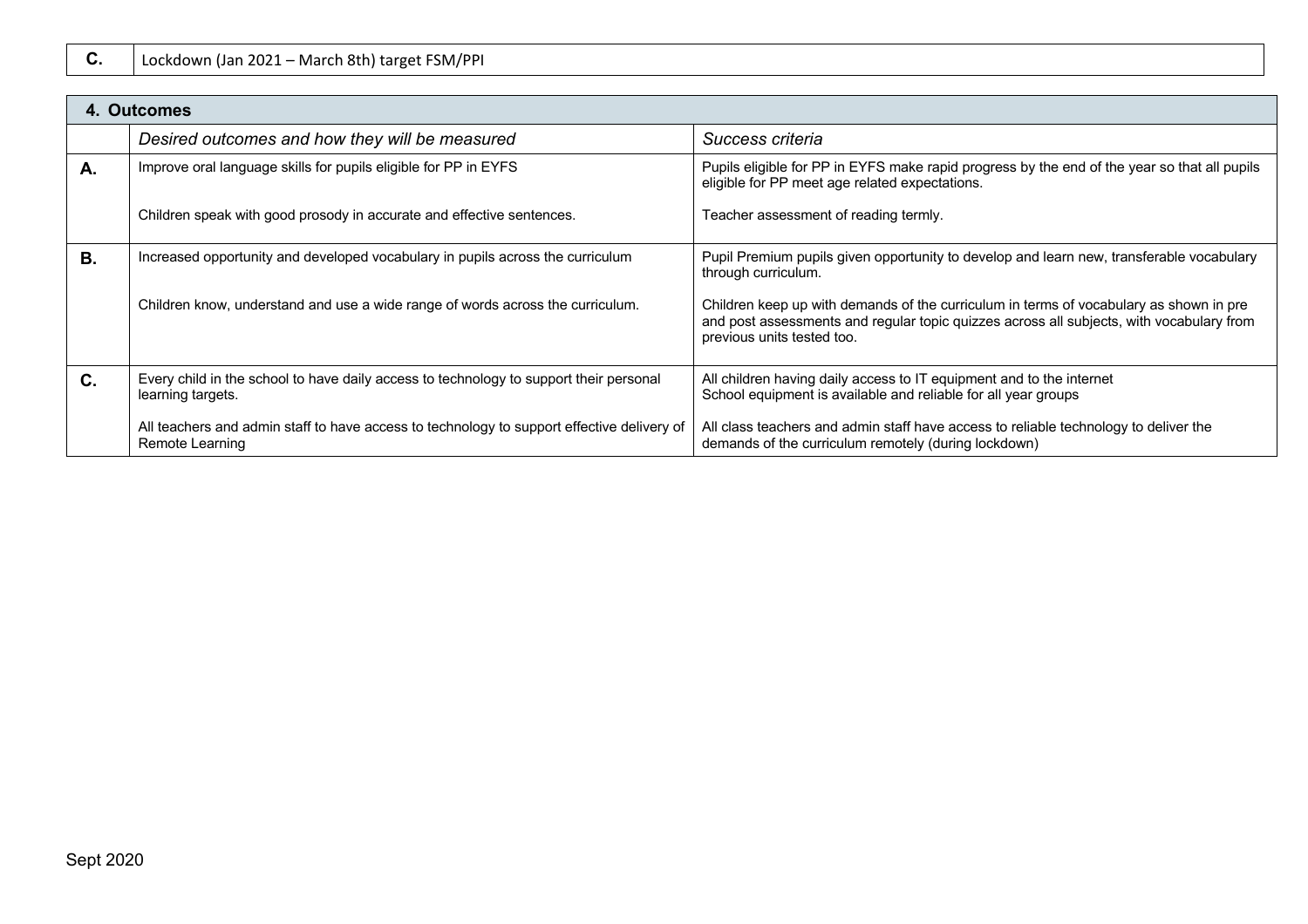| C. | Lockdown (Jan 2021 – March 8th) target FSM/PPI |
|---|---|

| 4. Outcomes | | |
|---|---|---|
| | *Desired outcomes and how they will be measured* | *Success criteria* |
| **A.** | Improve oral language skills for pupils eligible for PP in EYFS<br><br>Children speak with good prosody in accurate and effective sentences. | Pupils eligible for PP in EYFS make rapid progress by the end of the year so that all pupils eligible for PP meet age related expectations.<br><br>Teacher assessment of reading termly. |
| **B.** | Increased opportunity and developed vocabulary in pupils across the curriculum<br><br>Children know, understand and use a wide range of words across the curriculum. | Pupil Premium pupils given opportunity to develop and learn new, transferable vocabulary through curriculum.<br><br>Children keep up with demands of the curriculum in terms of vocabulary as shown in pre and post assessments and regular topic quizzes across all subjects, with vocabulary from previous units tested too. |
| **C.** | Every child in the school to have daily access to technology to support their personal learning targets.<br><br>All teachers and admin staff to have access to technology to support effective delivery of Remote Learning | All children having daily access to IT equipment and to the internet<br>School equipment is available and reliable for all year groups<br><br>All class teachers and admin staff have access to reliable technology to deliver the demands of the curriculum remotely (during lockdown) |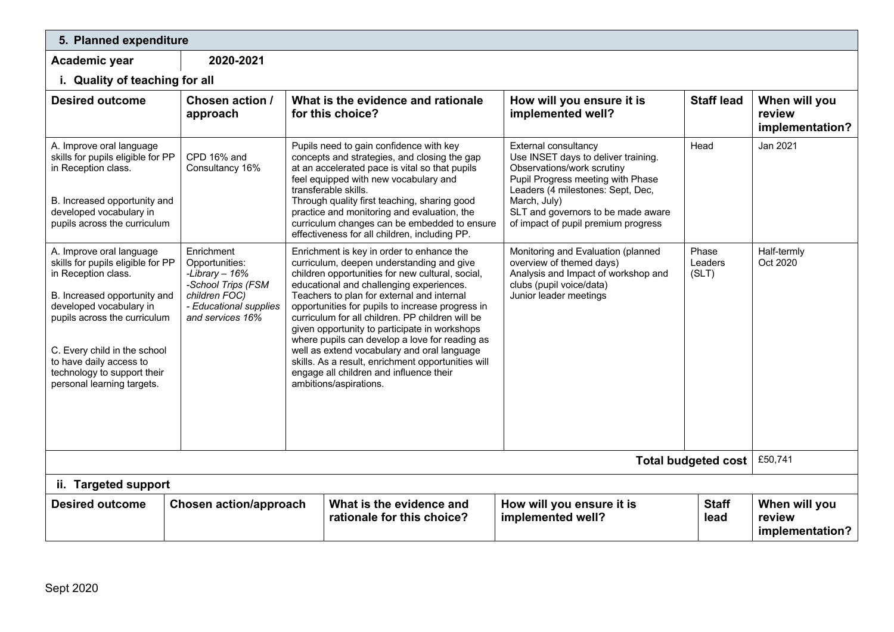## 5. Planned expenditure

**Academic year** | **2020-2021**

### i. Quality of teaching for all

| Desired outcome | Chosen action / approach | What is the evidence and rationale for this choice? | How will you ensure it is implemented well? | Staff lead | When will you review implementation? |
|---|---|---|---|---|---|
| A. Improve oral language skills for pupils eligible for PP in Reception class.<br><br>B. Increased opportunity and developed vocabulary in pupils across the curriculum | CPD 16% and Consultancy 16% | Pupils need to gain confidence with key concepts and strategies, and closing the gap at an accelerated pace is vital so that pupils feel equipped with new vocabulary and transferable skills.<br>Through quality first teaching, sharing good practice and monitoring and evaluation, the curriculum changes can be embedded to ensure effectiveness for all children, including PP. | External consultancy<br>Use INSET days to deliver training.<br>Observations/work scrutiny<br>Pupil Progress meeting with Phase Leaders (4 milestones: Sept, Dec, March, July)<br>SLT and governors to be made aware of impact of pupil premium progress | Head | Jan 2021 |
| A. Improve oral language skills for pupils eligible for PP in Reception class.<br><br>B. Increased opportunity and developed vocabulary in pupils across the curriculum<br><br>C. Every child in the school to have daily access to technology to support their personal learning targets. | Enrichment Opportunities:<br>*-Library – 16%*<br>*-School Trips (FSM children FOC)*<br>*- Educational supplies and services 16%* | Enrichment is key in order to enhance the curriculum, deepen understanding and give children opportunities for new cultural, social, educational and challenging experiences.<br>Teachers to plan for external and internal opportunities for pupils to increase progress in curriculum for all children. PP children will be given opportunity to participate in workshops where pupils can develop a love for reading as well as extend vocabulary and oral language skills. As a result, enrichment opportunities will engage all children and influence their ambitions/aspirations. | Monitoring and Evaluation (planned overview of themed days)<br>Analysis and Impact of workshop and clubs (pupil voice/data)<br>Junior leader meetings | Phase Leaders (SLT) | Half-termly Oct 2020 |
| | | | | **Total budgeted cost** | £50,741 |

### ii. Targeted support

| Desired outcome | Chosen action/approach | What is the evidence and rationale for this choice? | How will you ensure it is implemented well? | Staff lead | When will you review implementation? |
|---|---|---|---|---|---|

Sept 2020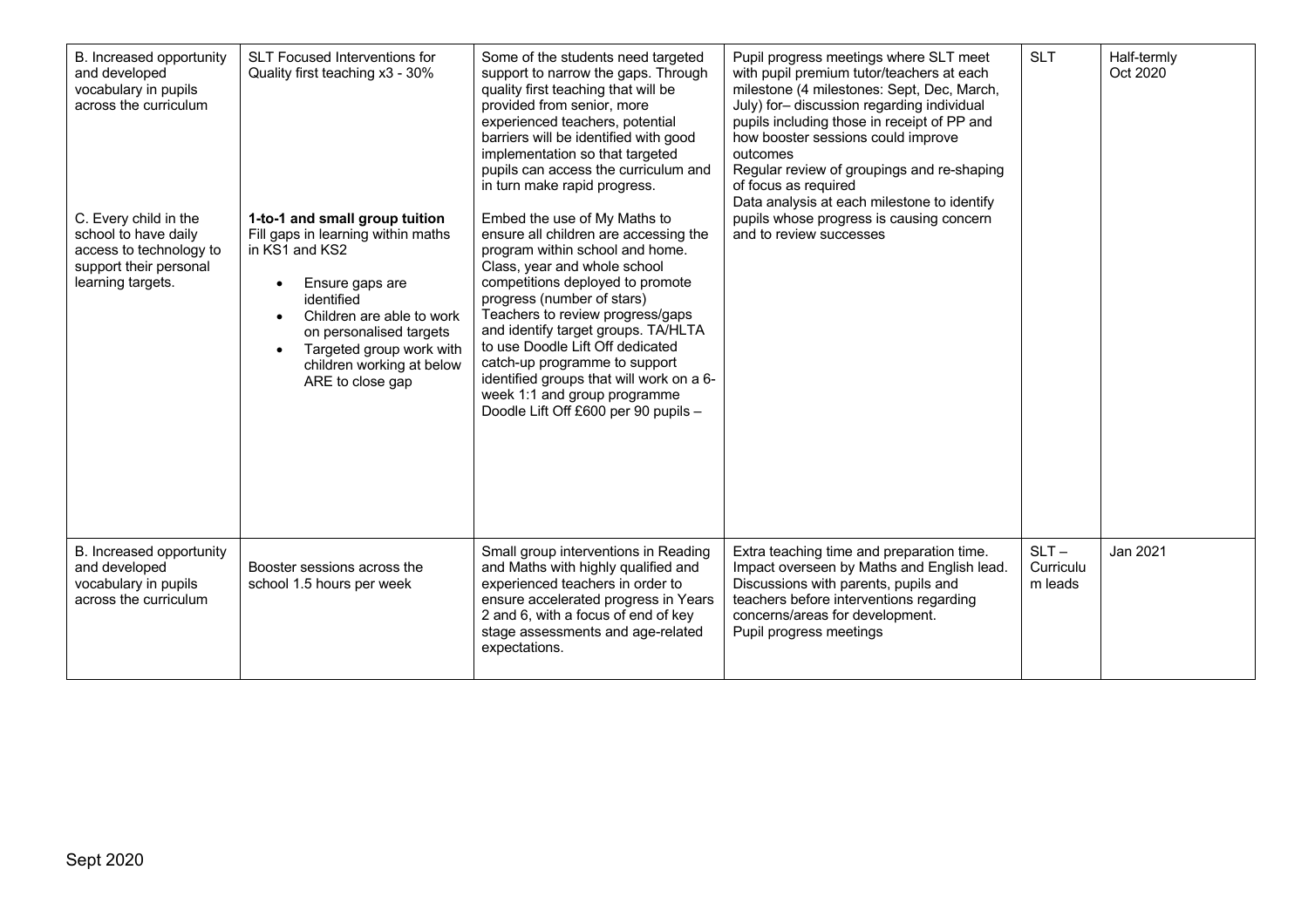| | | | | | |
|---|---|---|---|---|---|
| B. Increased opportunity and developed vocabulary in pupils across the curriculum<br><br>C. Every child in the school to have daily access to technology to support their personal learning targets. | SLT Focused Interventions for Quality first teaching x3 - 30%<br><br>**1-to-1 and small group tuition**<br>Fill gaps in learning within maths in KS1 and KS2<br>• Ensure gaps are identified<br>• Children are able to work on personalised targets<br>• Targeted group work with children working at below ARE to close gap | Some of the students need targeted support to narrow the gaps. Through quality first teaching that will be provided from senior, more experienced teachers, potential barriers will be identified with good implementation so that targeted pupils can access the curriculum and in turn make rapid progress.<br><br>Embed the use of My Maths to ensure all children are accessing the program within school and home. Class, year and whole school competitions deployed to promote progress (number of stars)<br>Teachers to review progress/gaps and identify target groups. TA/HLTA to use Doodle Lift Off dedicated catch-up programme to support identified groups that will work on a 6-week 1:1 and group programme<br>Doodle Lift Off £600 per 90 pupils – | Pupil progress meetings where SLT meet with pupil premium tutor/teachers at each milestone (4 milestones: Sept, Dec, March, July) for– discussion regarding individual pupils including those in receipt of PP and how booster sessions could improve outcomes<br>Regular review of groupings and re-shaping of focus as required<br>Data analysis at each milestone to identify pupils whose progress is causing concern and to review successes | SLT | Half-termly<br>Oct 2020 |
| B. Increased opportunity and developed vocabulary in pupils across the curriculum | Booster sessions across the school 1.5 hours per week | Small group interventions in Reading and Maths with highly qualified and experienced teachers in order to ensure accelerated progress in Years 2 and 6, with a focus of end of key stage assessments and age-related expectations. | Extra teaching time and preparation time. Impact overseen by Maths and English lead. Discussions with parents, pupils and teachers before interventions regarding concerns/areas for development.<br>Pupil progress meetings | SLT – Curriculum leads | Jan 2021 |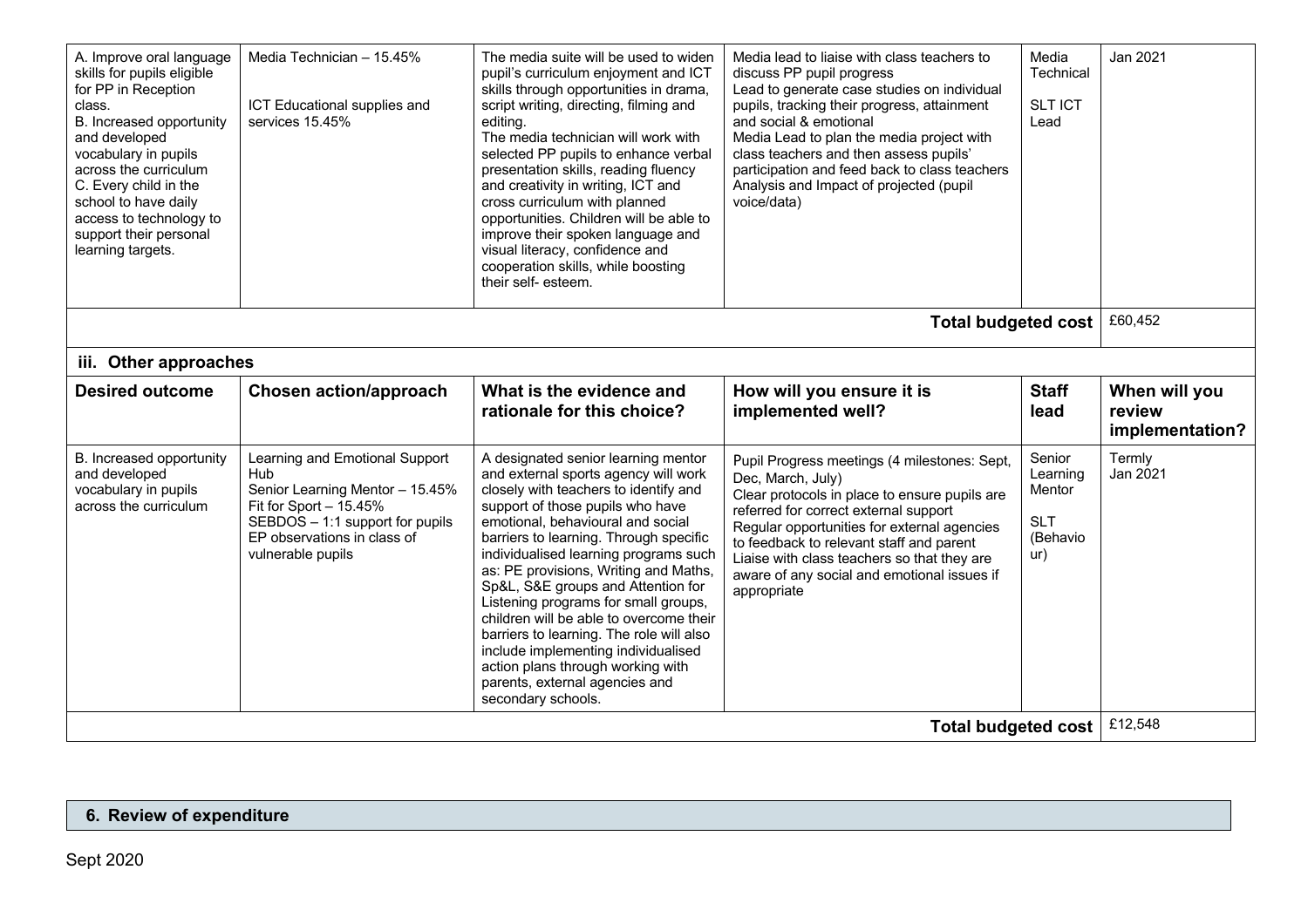| A. Improve oral language skills for pupils eligible for PP in Reception class.<br>B. Increased opportunity and developed vocabulary in pupils across the curriculum<br>C. Every child in the school to have daily access to technology to support their personal learning targets. | Media Technician – 15.45%<br><br>ICT Educational supplies and services 15.45% | The media suite will be used to widen pupil's curriculum enjoyment and ICT skills through opportunities in drama, script writing, directing, filming and editing.<br>The media technician will work with selected PP pupils to enhance verbal presentation skills, reading fluency and creativity in writing, ICT and cross curriculum with planned opportunities. Children will be able to improve their spoken language and visual literacy, confidence and cooperation skills, while boosting their self- esteem. | Media lead to liaise with class teachers to discuss PP pupil progress<br>Lead to generate case studies on individual pupils, tracking their progress, attainment and social & emotional<br>Media Lead to plan the media project with class teachers and then assess pupils' participation and feed back to class teachers<br>Analysis and Impact of projected (pupil voice/data) | Media Technical<br><br>SLT ICT Lead | Jan 2021 |
|---|---|---|---|---|---|
| | | | | **Total budgeted cost** | £60,452 |

**iii. Other approaches**

| **Desired outcome** | **Chosen action/approach** | **What is the evidence and rationale for this choice?** | **How will you ensure it is implemented well?** | **Staff lead** | **When will you review implementation?** |
|---|---|---|---|---|---|
| B. Increased opportunity and developed vocabulary in pupils across the curriculum | Learning and Emotional Support Hub<br>Senior Learning Mentor – 15.45%<br>Fit for Sport – 15.45%<br>SEBDOS – 1:1 support for pupils<br>EP observations in class of vulnerable pupils | A designated senior learning mentor and external sports agency will work closely with teachers to identify and support of those pupils who have emotional, behavioural and social barriers to learning. Through specific individualised learning programs such as: PE provisions, Writing and Maths, Sp&L, S&E groups and Attention for Listening programs for small groups, children will be able to overcome their barriers to learning. The role will also include implementing individualised action plans through working with parents, external agencies and secondary schools. | Pupil Progress meetings (4 milestones: Sept, Dec, March, July)<br>Clear protocols in place to ensure pupils are referred for correct external support<br>Regular opportunities for external agencies to feedback to relevant staff and parent<br>Liaise with class teachers so that they are aware of any social and emotional issues if appropriate | Senior Learning Mentor<br><br>SLT (Behaviour) | Termly<br>Jan 2021 |
| | | | | **Total budgeted cost** | £12,548 |

## 6. Review of expenditure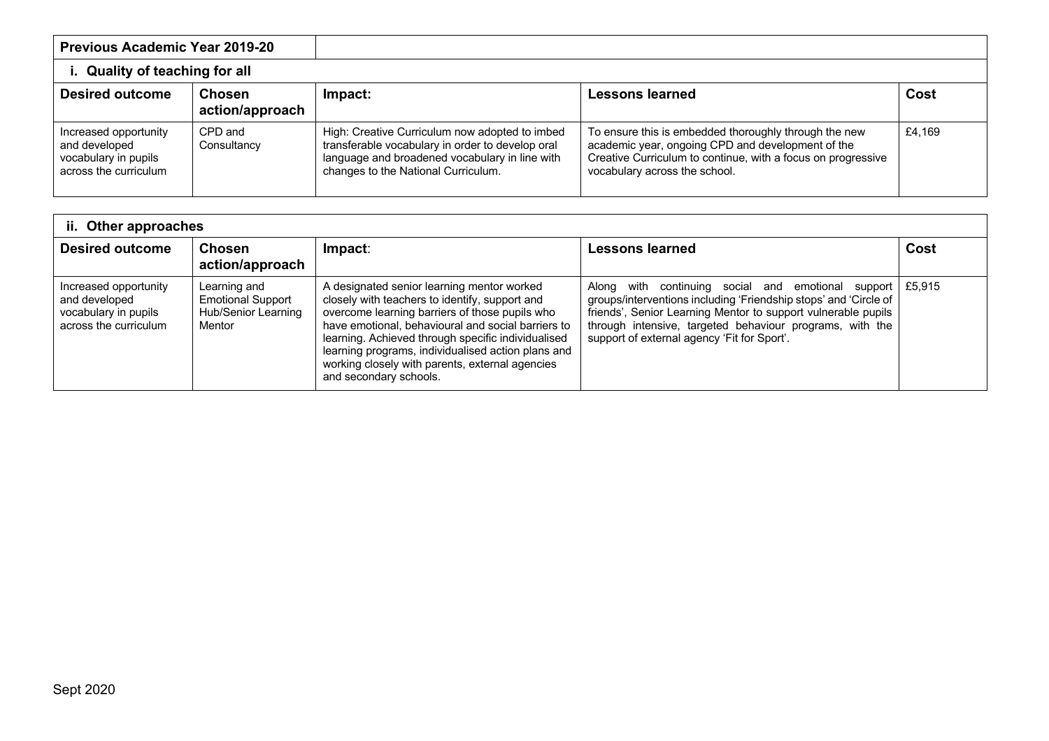| Previous Academic Year 2019-20 | | | | |
|---|---|---|---|---|
| **i. Quality of teaching for all** | | | | |
| **Desired outcome** | **Chosen action/approach** | **Impact:** | **Lessons learned** | **Cost** |
| Increased opportunity and developed vocabulary in pupils across the curriculum | CPD and Consultancy | High: Creative Curriculum now adopted to imbed transferable vocabulary in order to develop oral language and broadened vocabulary in line with changes to the National Curriculum. | To ensure this is embedded thoroughly through the new academic year, ongoing CPD and development of the Creative Curriculum to continue, with a focus on progressive vocabulary across the school. | £4,169 |

| ii. Other approaches | | | | |
|---|---|---|---|---|
| **Desired outcome** | **Chosen action/approach** | **Impact:** | **Lessons learned** | **Cost** |
| Increased opportunity and developed vocabulary in pupils across the curriculum | Learning and Emotional Support Hub/Senior Learning Mentor | A designated senior learning mentor worked closely with teachers to identify, support and overcome learning barriers of those pupils who have emotional, behavioural and social barriers to learning. Achieved through specific individualised learning programs, individualised action plans and working closely with parents, external agencies and secondary schools. | Along with continuing social and emotional support groups/interventions including 'Friendship stops' and 'Circle of friends', Senior Learning Mentor to support vulnerable pupils through intensive, targeted behaviour programs, with the support of external agency 'Fit for Sport'. | £5,915 |

Sept 2020